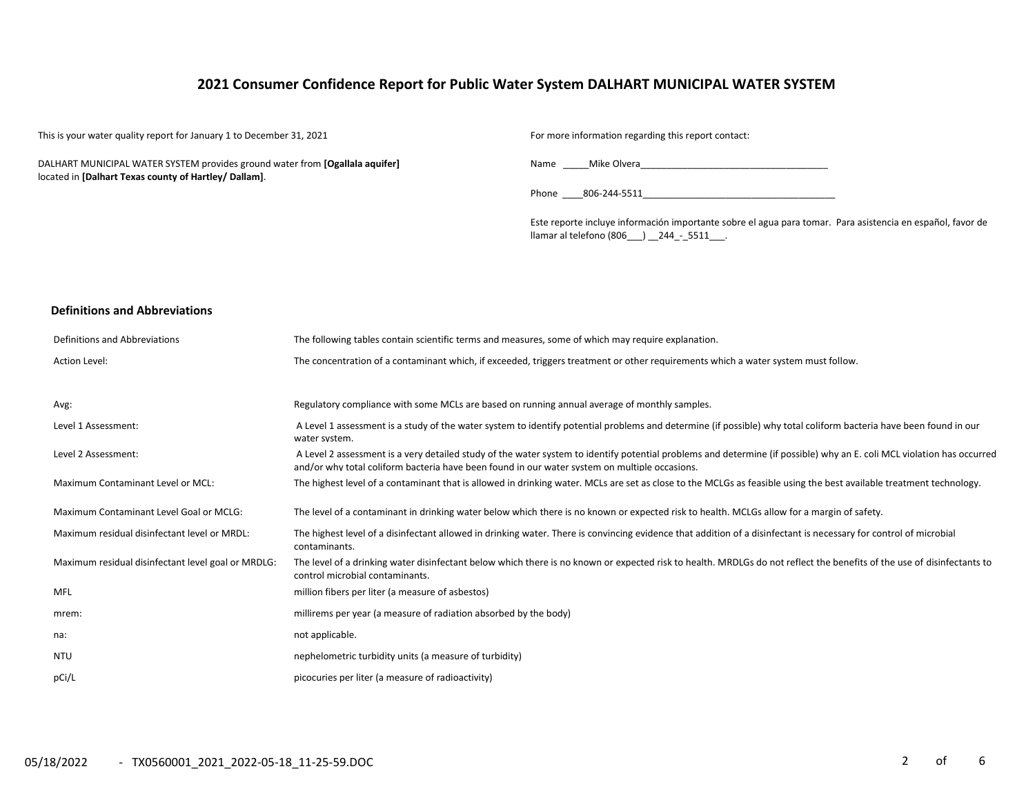# 2021 Consumer Confidence Report for Public Water System DALHART MUNICIPAL WATER SYSTEM

This is your water quality report for January 1 to December 31, 2021

DALHART MUNICIPAL WATER SYSTEM provides ground water from **[Ogallala aquifer]** located in **[Dalhart Texas county of Hartley/ Dallam]**.

For more information regarding this report contact:

Name _____Mike Olvera_____________________________________

Phone ____806-244-5511______________________________________

Este reporte incluye información importante sobre el agua para tomar. Para asistencia en español, favor de llamar al telefono (806___) __244_-_5511___.

## Definitions and Abbreviations

| Definitions and Abbreviations | The following tables contain scientific terms and measures, some of which may require explanation. |
|---|---|
| Action Level: | The concentration of a contaminant which, if exceeded, triggers treatment or other requirements which a water system must follow. |
| Avg: | Regulatory compliance with some MCLs are based on running annual average of monthly samples. |
| Level 1 Assessment: | A Level 1 assessment is a study of the water system to identify potential problems and determine (if possible) why total coliform bacteria have been found in our water system. |
| Level 2 Assessment: | A Level 2 assessment is a very detailed study of the water system to identify potential problems and determine (if possible) why an E. coli MCL violation has occurred and/or why total coliform bacteria have been found in our water system on multiple occasions. |
| Maximum Contaminant Level or MCL: | The highest level of a contaminant that is allowed in drinking water. MCLs are set as close to the MCLGs as feasible using the best available treatment technology. |
| Maximum Contaminant Level Goal or MCLG: | The level of a contaminant in drinking water below which there is no known or expected risk to health. MCLGs allow for a margin of safety. |
| Maximum residual disinfectant level or MRDL: | The highest level of a disinfectant allowed in drinking water. There is convincing evidence that addition of a disinfectant is necessary for control of microbial contaminants. |
| Maximum residual disinfectant level goal or MRDLG: | The level of a drinking water disinfectant below which there is no known or expected risk to health. MRDLGs do not reflect the benefits of the use of disinfectants to control microbial contaminants. |
| MFL | million fibers per liter (a measure of asbestos) |
| mrem: | millirems per year (a measure of radiation absorbed by the body) |
| na: | not applicable. |
| NTU | nephelometric turbidity units (a measure of turbidity) |
| pCi/L | picocuries per liter (a measure of radioactivity) |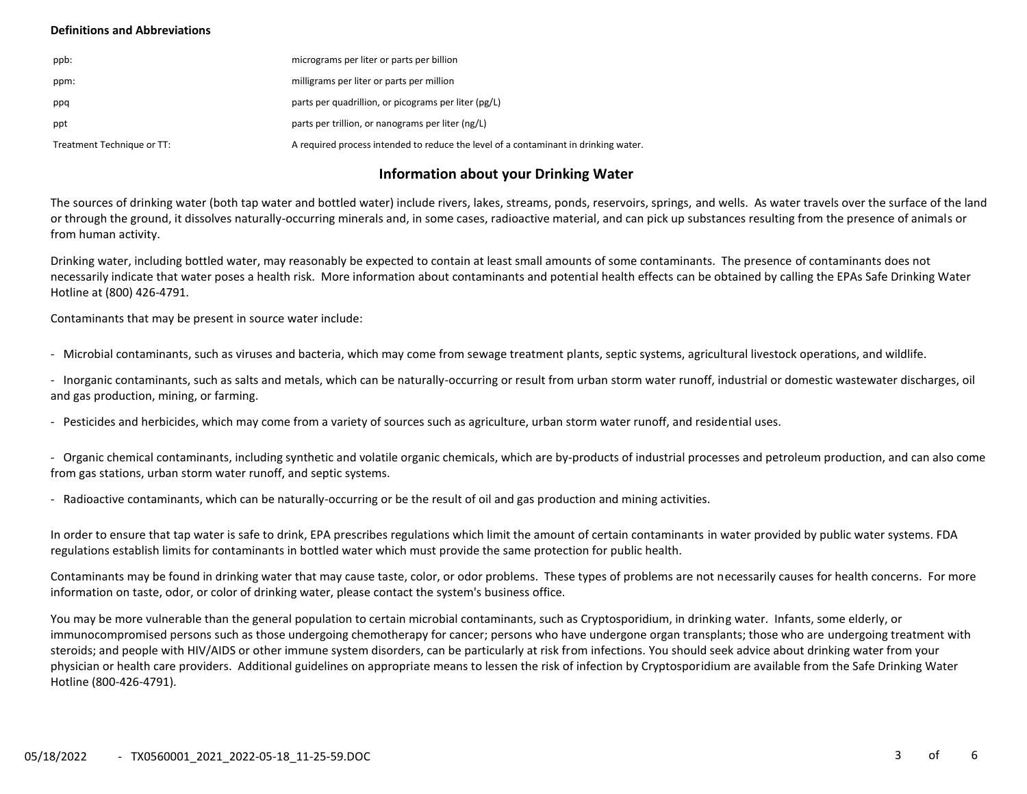**Definitions and Abbreviations**

| | |
|---|---|
| ppb: | micrograms per liter or parts per billion |
| ppm: | milligrams per liter or parts per million |
| ppq | parts per quadrillion, or picograms per liter (pg/L) |
| ppt | parts per trillion, or nanograms per liter (ng/L) |
| Treatment Technique or TT: | A required process intended to reduce the level of a contaminant in drinking water. |

## Information about your Drinking Water

The sources of drinking water (both tap water and bottled water) include rivers, lakes, streams, ponds, reservoirs, springs, and wells. As water travels over the surface of the land or through the ground, it dissolves naturally-occurring minerals and, in some cases, radioactive material, and can pick up substances resulting from the presence of animals or from human activity.

Drinking water, including bottled water, may reasonably be expected to contain at least small amounts of some contaminants. The presence of contaminants does not necessarily indicate that water poses a health risk. More information about contaminants and potential health effects can be obtained by calling the EPAs Safe Drinking Water Hotline at (800) 426-4791.

Contaminants that may be present in source water include:

- Microbial contaminants, such as viruses and bacteria, which may come from sewage treatment plants, septic systems, agricultural livestock operations, and wildlife.

- Inorganic contaminants, such as salts and metals, which can be naturally-occurring or result from urban storm water runoff, industrial or domestic wastewater discharges, oil and gas production, mining, or farming.

- Pesticides and herbicides, which may come from a variety of sources such as agriculture, urban storm water runoff, and residential uses.

- Organic chemical contaminants, including synthetic and volatile organic chemicals, which are by-products of industrial processes and petroleum production, and can also come from gas stations, urban storm water runoff, and septic systems.

- Radioactive contaminants, which can be naturally-occurring or be the result of oil and gas production and mining activities.

In order to ensure that tap water is safe to drink, EPA prescribes regulations which limit the amount of certain contaminants in water provided by public water systems. FDA regulations establish limits for contaminants in bottled water which must provide the same protection for public health.

Contaminants may be found in drinking water that may cause taste, color, or odor problems. These types of problems are not necessarily causes for health concerns. For more information on taste, odor, or color of drinking water, please contact the system's business office.

You may be more vulnerable than the general population to certain microbial contaminants, such as Cryptosporidium, in drinking water. Infants, some elderly, or immunocompromised persons such as those undergoing chemotherapy for cancer; persons who have undergone organ transplants; those who are undergoing treatment with steroids; and people with HIV/AIDS or other immune system disorders, can be particularly at risk from infections. You should seek advice about drinking water from your physician or health care providers. Additional guidelines on appropriate means to lessen the risk of infection by Cryptosporidium are available from the Safe Drinking Water Hotline (800-426-4791).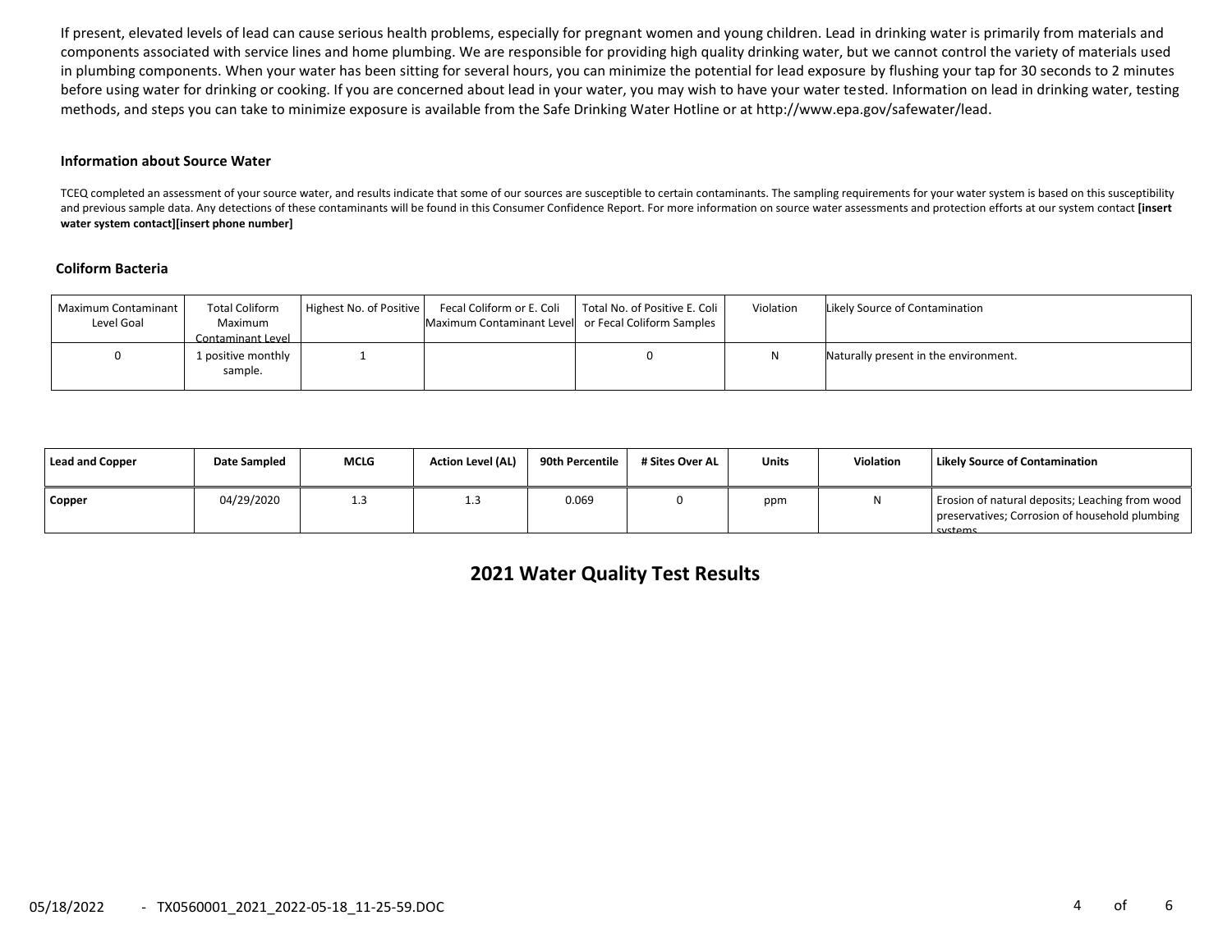If present, elevated levels of lead can cause serious health problems, especially for pregnant women and young children. Lead in drinking water is primarily from materials and components associated with service lines and home plumbing. We are responsible for providing high quality drinking water, but we cannot control the variety of materials used in plumbing components. When your water has been sitting for several hours, you can minimize the potential for lead exposure by flushing your tap for 30 seconds to 2 minutes before using water for drinking or cooking. If you are concerned about lead in your water, you may wish to have your water tested. Information on lead in drinking water, testing methods, and steps you can take to minimize exposure is available from the Safe Drinking Water Hotline or at http://www.epa.gov/safewater/lead.

#### Information about Source Water

TCEQ completed an assessment of your source water, and results indicate that some of our sources are susceptible to certain contaminants. The sampling requirements for your water system is based on this susceptibility and previous sample data. Any detections of these contaminants will be found in this Consumer Confidence Report. For more information on source water assessments and protection efforts at our system contact **[insert water system contact][insert phone number]**

#### Coliform Bacteria

| Maximum Contaminant Level Goal | Total Coliform Maximum Contaminant Level | Highest No. of Positive | Fecal Coliform or E. Coli Maximum Contaminant Level | Total No. of Positive E. Coli or Fecal Coliform Samples | Violation | Likely Source of Contamination |
|---|---|---|---|---|---|---|
| 0 | 1 positive monthly sample. | 1 | | 0 | N | Naturally present in the environment. |

| Lead and Copper | Date Sampled | MCLG | Action Level (AL) | 90th Percentile | # Sites Over AL | Units | Violation | Likely Source of Contamination |
|---|---|---|---|---|---|---|---|---|
| **Copper** | 04/29/2020 | 1.3 | 1.3 | 0.069 | 0 | ppm | N | Erosion of natural deposits; Leaching from wood preservatives; Corrosion of household plumbing systems. |

## 2021 Water Quality Test Results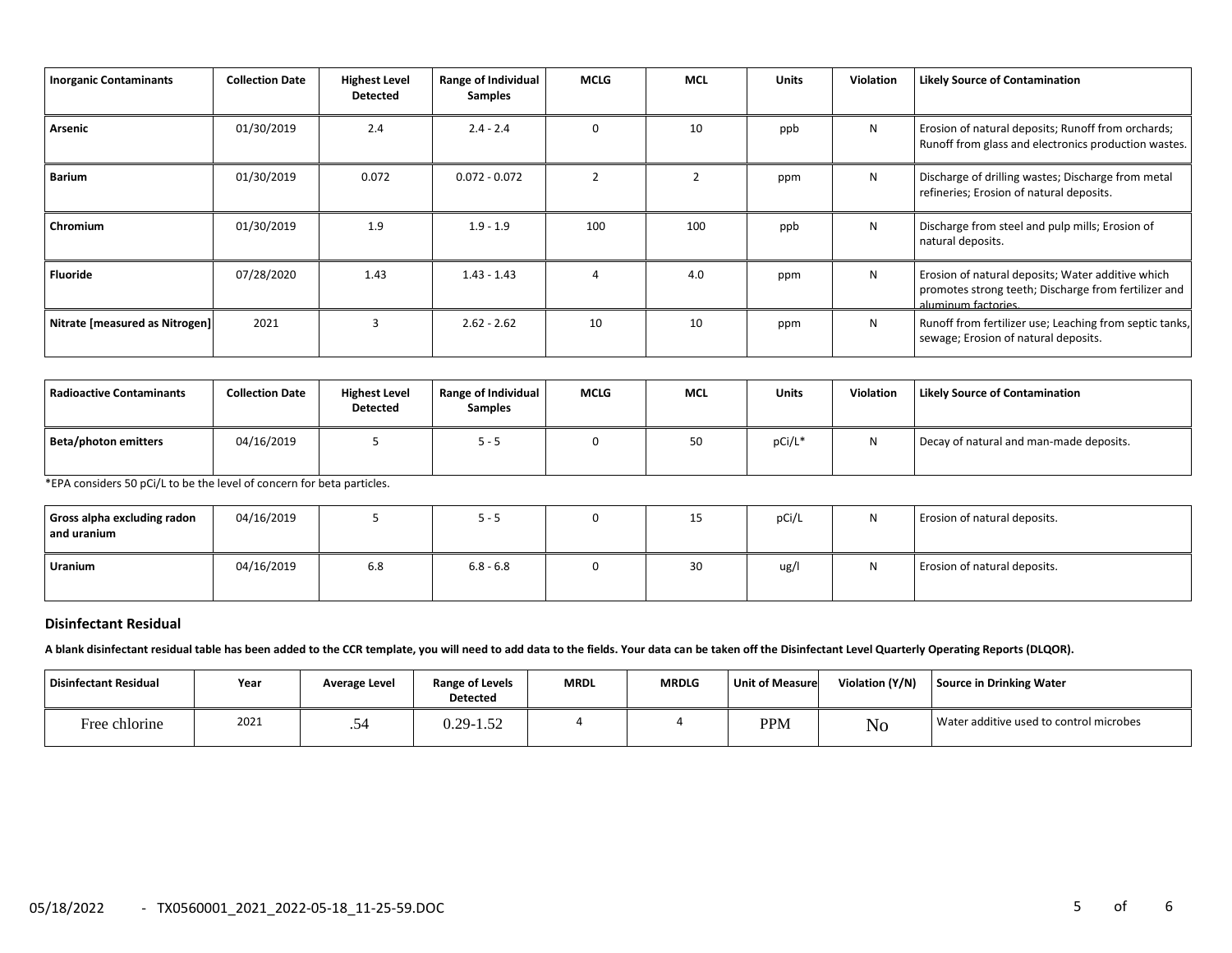| Inorganic Contaminants | Collection Date | Highest Level Detected | Range of Individual Samples | MCLG | MCL | Units | Violation | Likely Source of Contamination |
|---|---|---|---|---|---|---|---|---|
| Arsenic | 01/30/2019 | 2.4 | 2.4 - 2.4 | 0 | 10 | ppb | N | Erosion of natural deposits; Runoff from orchards; Runoff from glass and electronics production wastes. |
| Barium | 01/30/2019 | 0.072 | 0.072 - 0.072 | 2 | 2 | ppm | N | Discharge of drilling wastes; Discharge from metal refineries; Erosion of natural deposits. |
| Chromium | 01/30/2019 | 1.9 | 1.9 - 1.9 | 100 | 100 | ppb | N | Discharge from steel and pulp mills; Erosion of natural deposits. |
| Fluoride | 07/28/2020 | 1.43 | 1.43 - 1.43 | 4 | 4.0 | ppm | N | Erosion of natural deposits; Water additive which promotes strong teeth; Discharge from fertilizer and aluminum factories. |
| Nitrate [measured as Nitrogen] | 2021 | 3 | 2.62 - 2.62 | 10 | 10 | ppm | N | Runoff from fertilizer use; Leaching from septic tanks, sewage; Erosion of natural deposits. |

| Radioactive Contaminants | Collection Date | Highest Level Detected | Range of Individual Samples | MCLG | MCL | Units | Violation | Likely Source of Contamination |
|---|---|---|---|---|---|---|---|---|
| Beta/photon emitters | 04/16/2019 | 5 | 5 - 5 | 0 | 50 | pCi/L* | N | Decay of natural and man-made deposits. |
| Gross alpha excluding radon and uranium | 04/16/2019 | 5 | 5 - 5 | 0 | 15 | pCi/L | N | Erosion of natural deposits. |
| Uranium | 04/16/2019 | 6.8 | 6.8 - 6.8 | 0 | 30 | ug/l | N | Erosion of natural deposits. |

*EPA considers 50 pCi/L to be the level of concern for beta particles.

### Disinfectant Residual

**A blank disinfectant residual table has been added to the CCR template, you will need to add data to the fields. Your data can be taken off the Disinfectant Level Quarterly Operating Reports (DLQOR).**

| Disinfectant Residual | Year | Average Level | Range of Levels Detected | MRDL | MRDLG | Unit of Measure | Violation (Y/N) | Source in Drinking Water |
|---|---|---|---|---|---|---|---|---|
| Free chlorine | 2021 | .54 | 0.29-1.52 | 4 | 4 | PPM | No | Water additive used to control microbes |